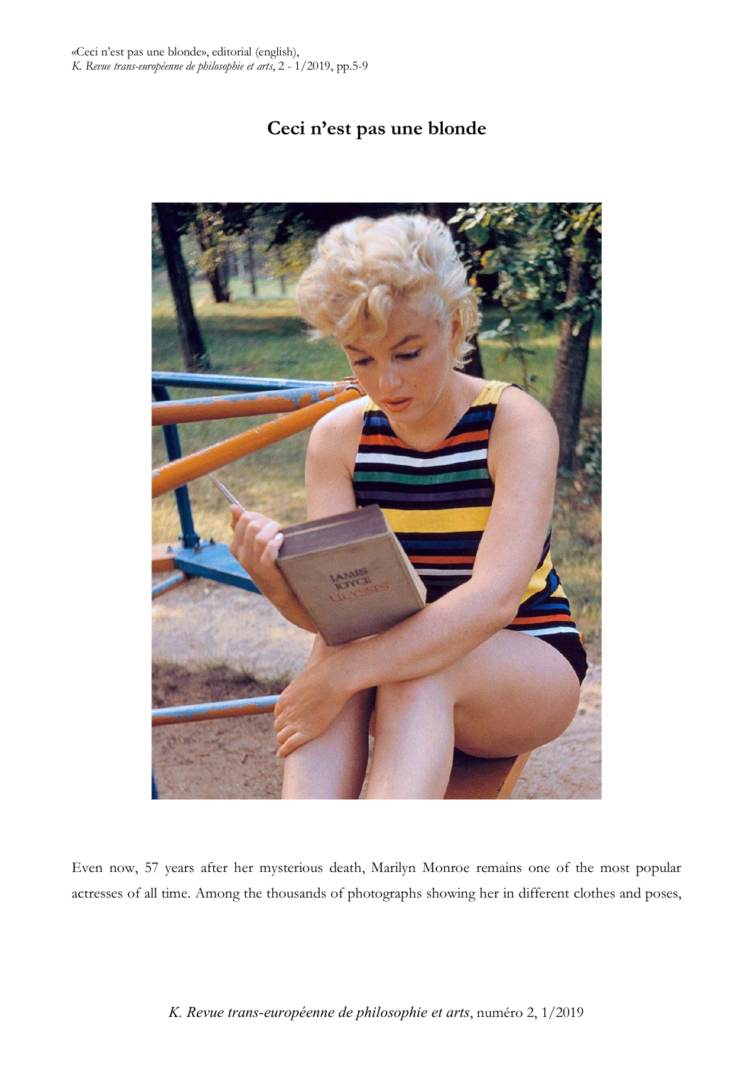# Ceci n'est pas une blonde

Even now, 57 years after her mysterious death, Marilyn Monroe remains one of the most popular actresses of all time. Among the thousands of photographs showing her in different clothes and poses,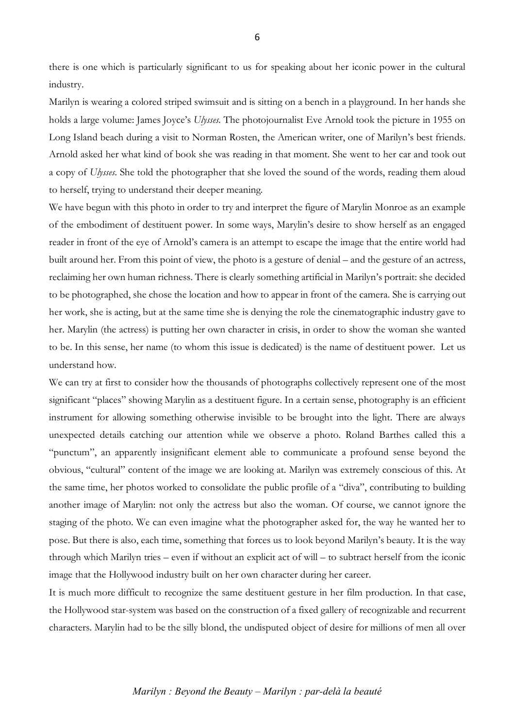there is one which is particularly significant to us for speaking about her iconic power in the cultural industry.

Marilyn is wearing a colored striped swimsuit and is sitting on a bench in a playground. In her hands she holds a large volume: James Joyce's *Ulysses*. The photojournalist Eve Arnold took the picture in 1955 on Long Island beach during a visit to Norman Rosten, the American writer, one of Marilyn's best friends. Arnold asked her what kind of book she was reading in that moment. She went to her car and took out a copy of *Ulysses*. She told the photographer that she loved the sound of the words, reading them aloud to herself, trying to understand their deeper meaning.

We have begun with this photo in order to try and interpret the figure of Marylin Monroe as an example of the embodiment of destituent power. In some ways, Marylin's desire to show herself as an engaged reader in front of the eye of Arnold's camera is an attempt to escape the image that the entire world had built around her. From this point of view, the photo is a gesture of denial – and the gesture of an actress, reclaiming her own human richness. There is clearly something artificial in Marilyn's portrait: she decided to be photographed, she chose the location and how to appear in front of the camera. She is carrying out her work, she is acting, but at the same time she is denying the role the cinematographic industry gave to her. Marylin (the actress) is putting her own character in crisis, in order to show the woman she wanted to be. In this sense, her name (to whom this issue is dedicated) is the name of destituent power. Let us understand how.

We can try at first to consider how the thousands of photographs collectively represent one of the most significant "places" showing Marylin as a destituent figure. In a certain sense, photography is an efficient instrument for allowing something otherwise invisible to be brought into the light. There are always unexpected details catching our attention while we observe a photo. Roland Barthes called this a "punctum", an apparently insignificant element able to communicate a profound sense beyond the obvious, "cultural" content of the image we are looking at. Marilyn was extremely conscious of this. At the same time, her photos worked to consolidate the public profile of a "diva", contributing to building another image of Marylin: not only the actress but also the woman. Of course, we cannot ignore the staging of the photo. We can even imagine what the photographer asked for, the way he wanted her to pose. But there is also, each time, something that forces us to look beyond Marilyn's beauty. It is the way through which Marilyn tries – even if without an explicit act of will – to subtract herself from the iconic image that the Hollywood industry built on her own character during her career.

It is much more difficult to recognize the same destituent gesture in her film production. In that case, the Hollywood star-system was based on the construction of a fixed gallery of recognizable and recurrent characters. Marylin had to be the silly blond, the undisputed object of desire for millions of men all over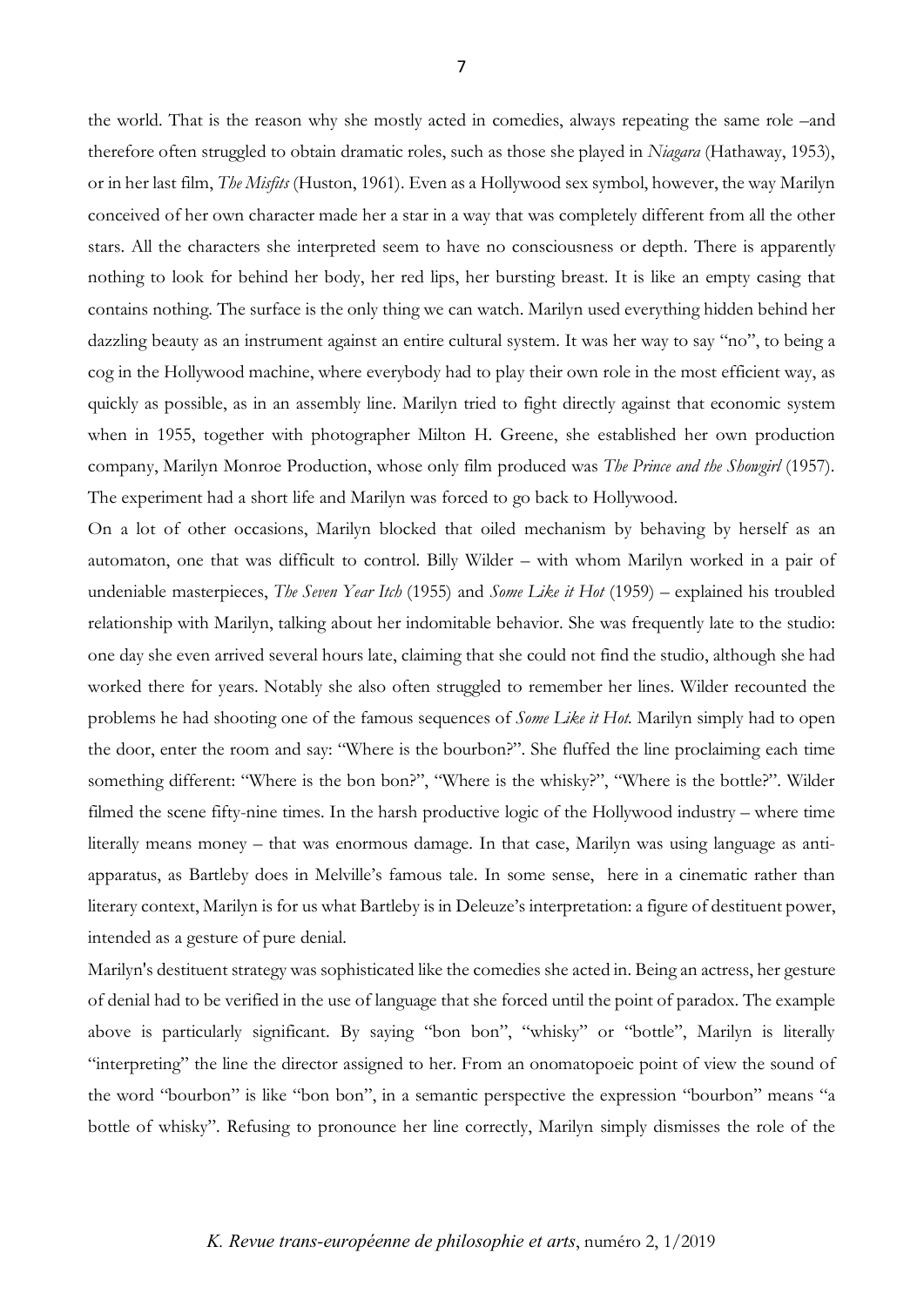the world. That is the reason why she mostly acted in comedies, always repeating the same role –and therefore often struggled to obtain dramatic roles, such as those she played in *Niagara* (Hathaway, 1953), or in her last film, *The Misfits* (Huston, 1961). Even as a Hollywood sex symbol, however, the way Marilyn conceived of her own character made her a star in a way that was completely different from all the other stars. All the characters she interpreted seem to have no consciousness or depth. There is apparently nothing to look for behind her body, her red lips, her bursting breast. It is like an empty casing that contains nothing. The surface is the only thing we can watch. Marilyn used everything hidden behind her dazzling beauty as an instrument against an entire cultural system. It was her way to say "no", to being a cog in the Hollywood machine, where everybody had to play their own role in the most efficient way, as quickly as possible, as in an assembly line. Marilyn tried to fight directly against that economic system when in 1955, together with photographer Milton H. Greene, she established her own production company, Marilyn Monroe Production, whose only film produced was *The Prince and the Showgirl* (1957). The experiment had a short life and Marilyn was forced to go back to Hollywood.

On a lot of other occasions, Marilyn blocked that oiled mechanism by behaving by herself as an automaton, one that was difficult to control. Billy Wilder – with whom Marilyn worked in a pair of undeniable masterpieces, *The Seven Year Itch* (1955) and *Some Like it Hot* (1959) – explained his troubled relationship with Marilyn, talking about her indomitable behavior. She was frequently late to the studio: one day she even arrived several hours late, claiming that she could not find the studio, although she had worked there for years. Notably she also often struggled to remember her lines. Wilder recounted the problems he had shooting one of the famous sequences of *Some Like it Hot.* Marilyn simply had to open the door, enter the room and say: "Where is the bourbon?". She fluffed the line proclaiming each time something different: "Where is the bon bon?", "Where is the whisky?", "Where is the bottle?". Wilder filmed the scene fifty-nine times. In the harsh productive logic of the Hollywood industry – where time literally means money – that was enormous damage. In that case, Marilyn was using language as anti-apparatus, as Bartleby does in Melville's famous tale. In some sense, here in a cinematic rather than literary context, Marilyn is for us what Bartleby is in Deleuze's interpretation: a figure of destituent power, intended as a gesture of pure denial.

Marilyn's destituent strategy was sophisticated like the comedies she acted in. Being an actress, her gesture of denial had to be verified in the use of language that she forced until the point of paradox. The example above is particularly significant. By saying "bon bon", "whisky" or "bottle", Marilyn is literally "interpreting" the line the director assigned to her. From an onomatopoeic point of view the sound of the word "bourbon" is like "bon bon", in a semantic perspective the expression "bourbon" means "a bottle of whisky". Refusing to pronounce her line correctly, Marilyn simply dismisses the role of the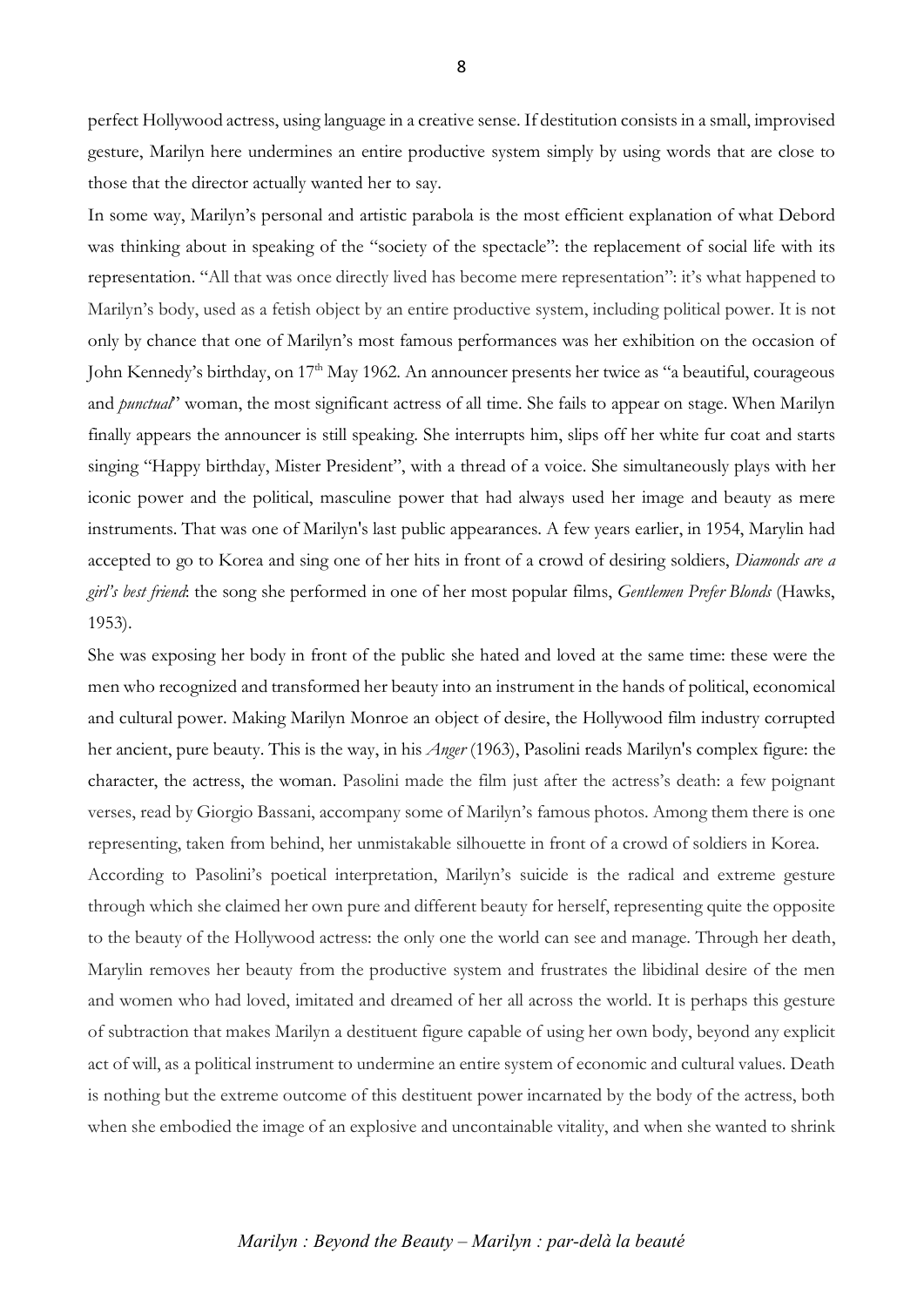perfect Hollywood actress, using language in a creative sense. If destitution consists in a small, improvised gesture, Marilyn here undermines an entire productive system simply by using words that are close to those that the director actually wanted her to say.

In some way, Marilyn's personal and artistic parabola is the most efficient explanation of what Debord was thinking about in speaking of the "society of the spectacle": the replacement of social life with its representation. "All that was once directly lived has become mere representation": it's what happened to Marilyn's body, used as a fetish object by an entire productive system, including political power. It is not only by chance that one of Marilyn's most famous performances was her exhibition on the occasion of John Kennedy's birthday, on 17th May 1962. An announcer presents her twice as "a beautiful, courageous and *punctual*" woman, the most significant actress of all time. She fails to appear on stage. When Marilyn finally appears the announcer is still speaking. She interrupts him, slips off her white fur coat and starts singing "Happy birthday, Mister President", with a thread of a voice. She simultaneously plays with her iconic power and the political, masculine power that had always used her image and beauty as mere instruments. That was one of Marilyn's last public appearances. A few years earlier, in 1954, Marylin had accepted to go to Korea and sing one of her hits in front of a crowd of desiring soldiers, *Diamonds are a girl's best friend*: the song she performed in one of her most popular films, *Gentlemen Prefer Blonds* (Hawks, 1953).

She was exposing her body in front of the public she hated and loved at the same time: these were the men who recognized and transformed her beauty into an instrument in the hands of political, economical and cultural power. Making Marilyn Monroe an object of desire, the Hollywood film industry corrupted her ancient, pure beauty. This is the way, in his *Anger* (1963), Pasolini reads Marilyn's complex figure: the character, the actress, the woman. Pasolini made the film just after the actress's death: a few poignant verses, read by Giorgio Bassani, accompany some of Marilyn's famous photos. Among them there is one representing, taken from behind, her unmistakable silhouette in front of a crowd of soldiers in Korea.

According to Pasolini's poetical interpretation, Marilyn's suicide is the radical and extreme gesture through which she claimed her own pure and different beauty for herself, representing quite the opposite to the beauty of the Hollywood actress: the only one the world can see and manage. Through her death, Marylin removes her beauty from the productive system and frustrates the libidinal desire of the men and women who had loved, imitated and dreamed of her all across the world. It is perhaps this gesture of subtraction that makes Marilyn a destituent figure capable of using her own body, beyond any explicit act of will, as a political instrument to undermine an entire system of economic and cultural values. Death is nothing but the extreme outcome of this destituent power incarnated by the body of the actress, both when she embodied the image of an explosive and uncontainable vitality, and when she wanted to shrink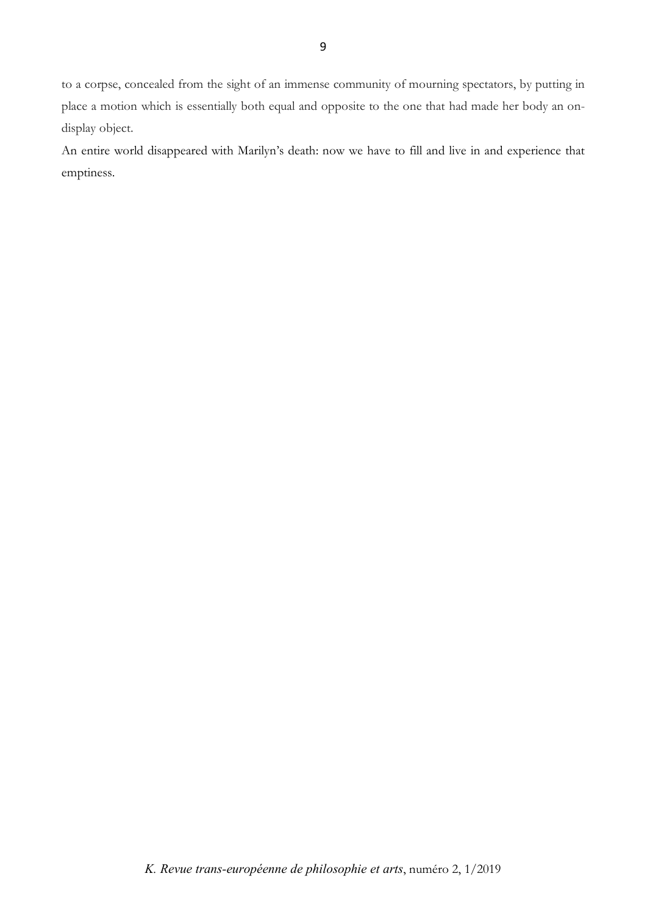to a corpse, concealed from the sight of an immense community of mourning spectators, by putting in place a motion which is essentially both equal and opposite to the one that had made her body an on-display object.

An entire world disappeared with Marilyn's death: now we have to fill and live in and experience that emptiness.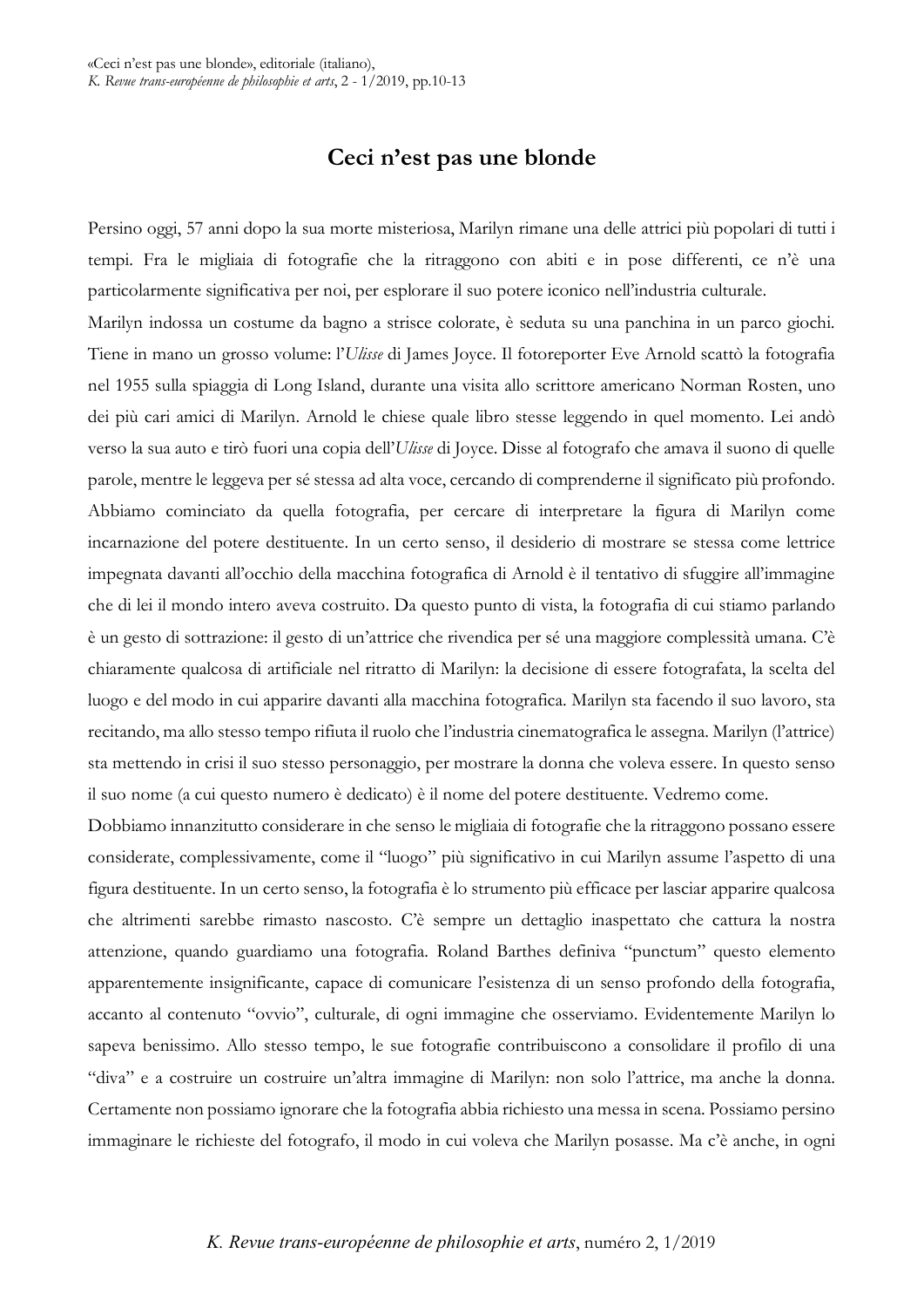# Ceci n'est pas une blonde

Persino oggi, 57 anni dopo la sua morte misteriosa, Marilyn rimane una delle attrici più popolari di tutti i tempi. Fra le migliaia di fotografie che la ritraggono con abiti e in pose differenti, ce n'è una particolarmente significativa per noi, per esplorare il suo potere iconico nell'industria culturale.

Marilyn indossa un costume da bagno a strisce colorate, è seduta su una panchina in un parco giochi. Tiene in mano un grosso volume: l'*Ulisse* di James Joyce. Il fotoreporter Eve Arnold scattò la fotografia nel 1955 sulla spiaggia di Long Island, durante una visita allo scrittore americano Norman Rosten, uno dei più cari amici di Marilyn. Arnold le chiese quale libro stesse leggendo in quel momento. Lei andò verso la sua auto e tirò fuori una copia dell'*Ulisse* di Joyce. Disse al fotografo che amava il suono di quelle parole, mentre le leggeva per sé stessa ad alta voce, cercando di comprenderne il significato più profondo. Abbiamo cominciato da quella fotografia, per cercare di interpretare la figura di Marilyn come incarnazione del potere destituente. In un certo senso, il desiderio di mostrare se stessa come lettrice impegnata davanti all'occhio della macchina fotografica di Arnold è il tentativo di sfuggire all'immagine che di lei il mondo intero aveva costruito. Da questo punto di vista, la fotografia di cui stiamo parlando è un gesto di sottrazione: il gesto di un'attrice che rivendica per sé una maggiore complessità umana. C'è chiaramente qualcosa di artificiale nel ritratto di Marilyn: la decisione di essere fotografata, la scelta del luogo e del modo in cui apparire davanti alla macchina fotografica. Marilyn sta facendo il suo lavoro, sta recitando, ma allo stesso tempo rifiuta il ruolo che l'industria cinematografica le assegna. Marilyn (l'attrice) sta mettendo in crisi il suo stesso personaggio, per mostrare la donna che voleva essere. In questo senso il suo nome (a cui questo numero è dedicato) è il nome del potere destituente. Vedremo come.

Dobbiamo innanzitutto considerare in che senso le migliaia di fotografie che la ritraggono possano essere considerate, complessivamente, come il "luogo" più significativo in cui Marilyn assume l'aspetto di una figura destituente. In un certo senso, la fotografia è lo strumento più efficace per lasciar apparire qualcosa che altrimenti sarebbe rimasto nascosto. C'è sempre un dettaglio inaspettato che cattura la nostra attenzione, quando guardiamo una fotografia. Roland Barthes definiva "punctum" questo elemento apparentemente insignificante, capace di comunicare l'esistenza di un senso profondo della fotografia, accanto al contenuto "ovvio", culturale, di ogni immagine che osserviamo. Evidentemente Marilyn lo sapeva benissimo. Allo stesso tempo, le sue fotografie contribuiscono a consolidare il profilo di una "diva" e a costruire un costruire un'altra immagine di Marilyn: non solo l'attrice, ma anche la donna. Certamente non possiamo ignorare che la fotografia abbia richiesto una messa in scena. Possiamo persino immaginare le richieste del fotografo, il modo in cui voleva che Marilyn posasse. Ma c'è anche, in ogni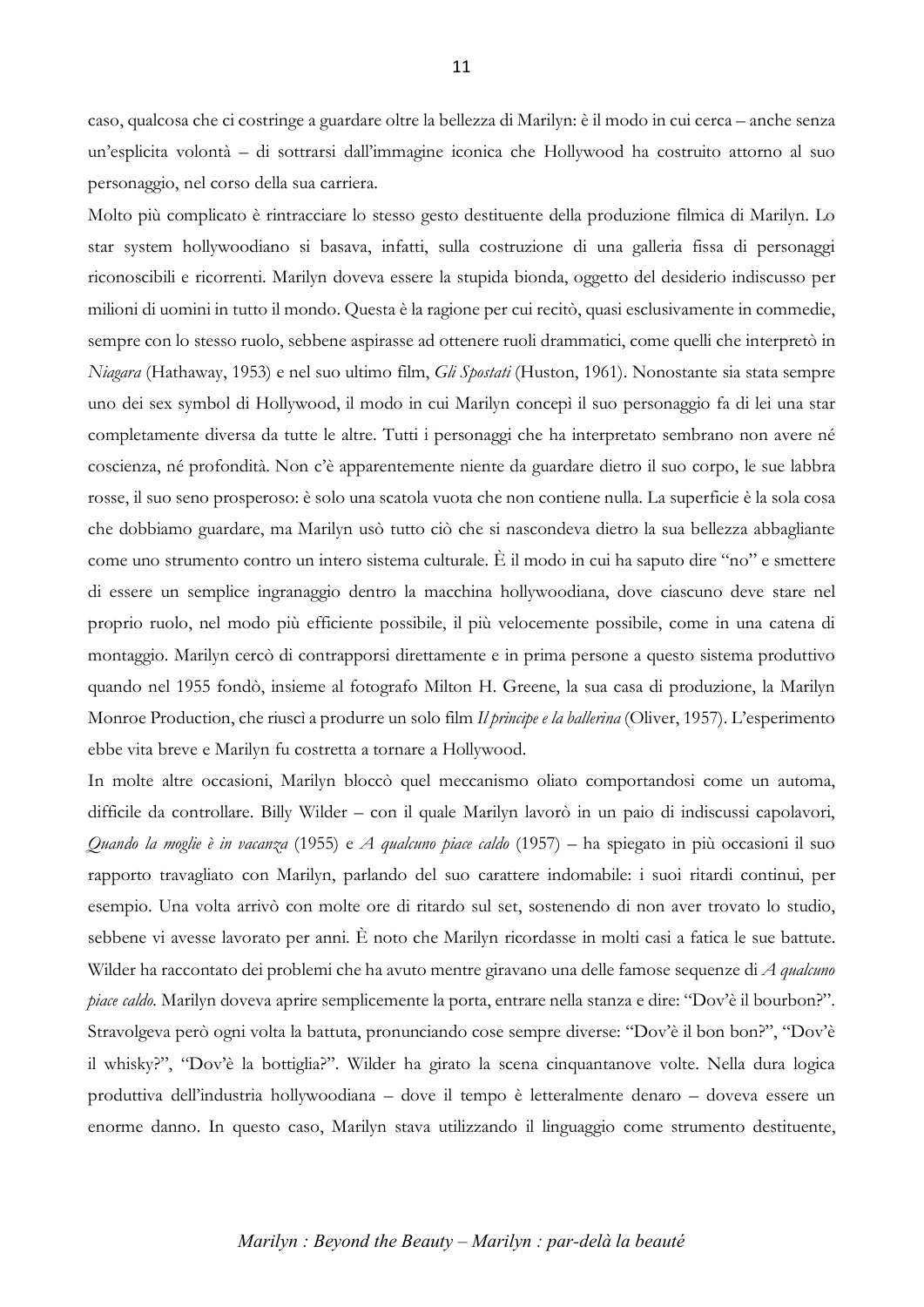caso, qualcosa che ci costringe a guardare oltre la bellezza di Marilyn: è il modo in cui cerca – anche senza un'esplicita volontà – di sottrarsi dall'immagine iconica che Hollywood ha costruito attorno al suo personaggio, nel corso della sua carriera.

Molto più complicato è rintracciare lo stesso gesto destituente della produzione filmica di Marilyn. Lo star system hollywoodiano si basava, infatti, sulla costruzione di una galleria fissa di personaggi riconoscibili e ricorrenti. Marilyn doveva essere la stupida bionda, oggetto del desiderio indiscusso per milioni di uomini in tutto il mondo. Questa è la ragione per cui recitò, quasi esclusivamente in commedie, sempre con lo stesso ruolo, sebbene aspirasse ad ottenere ruoli drammatici, come quelli che interpretò in *Niagara* (Hathaway, 1953) e nel suo ultimo film, *Gli Spostati* (Huston, 1961). Nonostante sia stata sempre uno dei sex symbol di Hollywood, il modo in cui Marilyn concepì il suo personaggio fa di lei una star completamente diversa da tutte le altre. Tutti i personaggi che ha interpretato sembrano non avere né coscienza, né profondità. Non c'è apparentemente niente da guardare dietro il suo corpo, le sue labbra rosse, il suo seno prosperoso: è solo una scatola vuota che non contiene nulla. La superficie è la sola cosa che dobbiamo guardare, ma Marilyn usò tutto ciò che si nascondeva dietro la sua bellezza abbagliante come uno strumento contro un intero sistema culturale. È il modo in cui ha saputo dire "no" e smettere di essere un semplice ingranaggio dentro la macchina hollywoodiana, dove ciascuno deve stare nel proprio ruolo, nel modo più efficiente possibile, il più velocemente possibile, come in una catena di montaggio. Marilyn cercò di contrapporsi direttamente e in prima persone a questo sistema produttivo quando nel 1955 fondò, insieme al fotografo Milton H. Greene, la sua casa di produzione, la Marilyn Monroe Production, che riuscì a produrre un solo film *Il principe e la ballerina* (Oliver, 1957). L'esperimento ebbe vita breve e Marilyn fu costretta a tornare a Hollywood.

In molte altre occasioni, Marilyn bloccò quel meccanismo oliato comportandosi come un automa, difficile da controllare. Billy Wilder – con il quale Marilyn lavorò in un paio di indiscussi capolavori, *Quando la moglie è in vacanza* (1955) e *A qualcuno piace caldo* (1957) – ha spiegato in più occasioni il suo rapporto travagliato con Marilyn, parlando del suo carattere indomabile: i suoi ritardi continui, per esempio. Una volta arrivò con molte ore di ritardo sul set, sostenendo di non aver trovato lo studio, sebbene vi avesse lavorato per anni. È noto che Marilyn ricordasse in molti casi a fatica le sue battute. Wilder ha raccontato dei problemi che ha avuto mentre giravano una delle famose sequenze di *A qualcuno piace caldo*. Marilyn doveva aprire semplicemente la porta, entrare nella stanza e dire: "Dov'è il bourbon?". Stravolgeva però ogni volta la battuta, pronunciando cose sempre diverse: "Dov'è il bon bon?", "Dov'è il whisky?", "Dov'è la bottiglia?". Wilder ha girato la scena cinquantanove volte. Nella dura logica produttiva dell'industria hollywoodiana – dove il tempo è letteralmente denaro – doveva essere un enorme danno. In questo caso, Marilyn stava utilizzando il linguaggio come strumento destituente,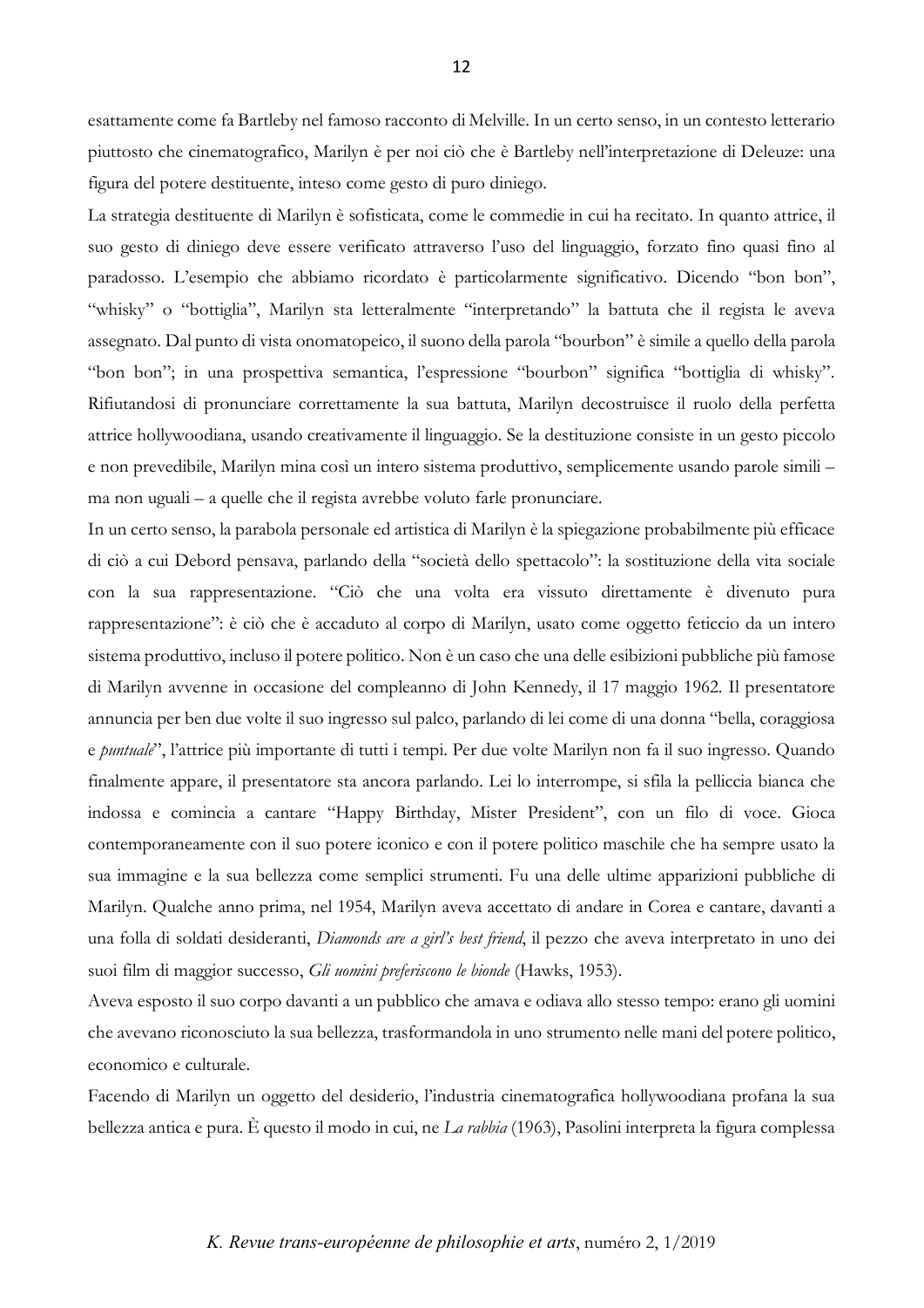esattamente come fa Bartleby nel famoso racconto di Melville. In un certo senso, in un contesto letterario piuttosto che cinematografico, Marilyn è per noi ciò che è Bartleby nell'interpretazione di Deleuze: una figura del potere destituente, inteso come gesto di puro diniego.

La strategia destituente di Marilyn è sofisticata, come le commedie in cui ha recitato. In quanto attrice, il suo gesto di diniego deve essere verificato attraverso l'uso del linguaggio, forzato fino quasi fino al paradosso. L'esempio che abbiamo ricordato è particolarmente significativo. Dicendo "bon bon", "whisky" o "bottiglia", Marilyn sta letteralmente "interpretando" la battuta che il regista le aveva assegnato. Dal punto di vista onomatopeico, il suono della parola "bourbon" è simile a quello della parola "bon bon"; in una prospettiva semantica, l'espressione "bourbon" significa "bottiglia di whisky". Rifiutandosi di pronunciare correttamente la sua battuta, Marilyn decostruisce il ruolo della perfetta attrice hollywoodiana, usando creativamente il linguaggio. Se la destituzione consiste in un gesto piccolo e non prevedibile, Marilyn mina così un intero sistema produttivo, semplicemente usando parole simili – ma non uguali – a quelle che il regista avrebbe voluto farle pronunciare.

In un certo senso, la parabola personale ed artistica di Marilyn è la spiegazione probabilmente più efficace di ciò a cui Debord pensava, parlando della "società dello spettacolo": la sostituzione della vita sociale con la sua rappresentazione. "Ciò che una volta era vissuto direttamente è divenuto pura rappresentazione": è ciò che è accaduto al corpo di Marilyn, usato come oggetto feticcio da un intero sistema produttivo, incluso il potere politico. Non è un caso che una delle esibizioni pubbliche più famose di Marilyn avvenne in occasione del compleanno di John Kennedy, il 17 maggio 1962. Il presentatore annuncia per ben due volte il suo ingresso sul palco, parlando di lei come di una donna "bella, coraggiosa e *puntuale*", l'attrice più importante di tutti i tempi. Per due volte Marilyn non fa il suo ingresso. Quando finalmente appare, il presentatore sta ancora parlando. Lei lo interrompe, si sfila la pelliccia bianca che indossa e comincia a cantare "Happy Birthday, Mister President", con un filo di voce. Gioca contemporaneamente con il suo potere iconico e con il potere politico maschile che ha sempre usato la sua immagine e la sua bellezza come semplici strumenti. Fu una delle ultime apparizioni pubbliche di Marilyn. Qualche anno prima, nel 1954, Marilyn aveva accettato di andare in Corea e cantare, davanti a una folla di soldati desideranti, *Diamonds are a girl's best friend*, il pezzo che aveva interpretato in uno dei suoi film di maggior successo, *Gli uomini preferiscono le bionde* (Hawks, 1953).

Aveva esposto il suo corpo davanti a un pubblico che amava e odiava allo stesso tempo: erano gli uomini che avevano riconosciuto la sua bellezza, trasformandola in uno strumento nelle mani del potere politico, economico e culturale.

Facendo di Marilyn un oggetto del desiderio, l'industria cinematografica hollywoodiana profana la sua bellezza antica e pura. È questo il modo in cui, ne *La rabbia* (1963), Pasolini interpreta la figura complessa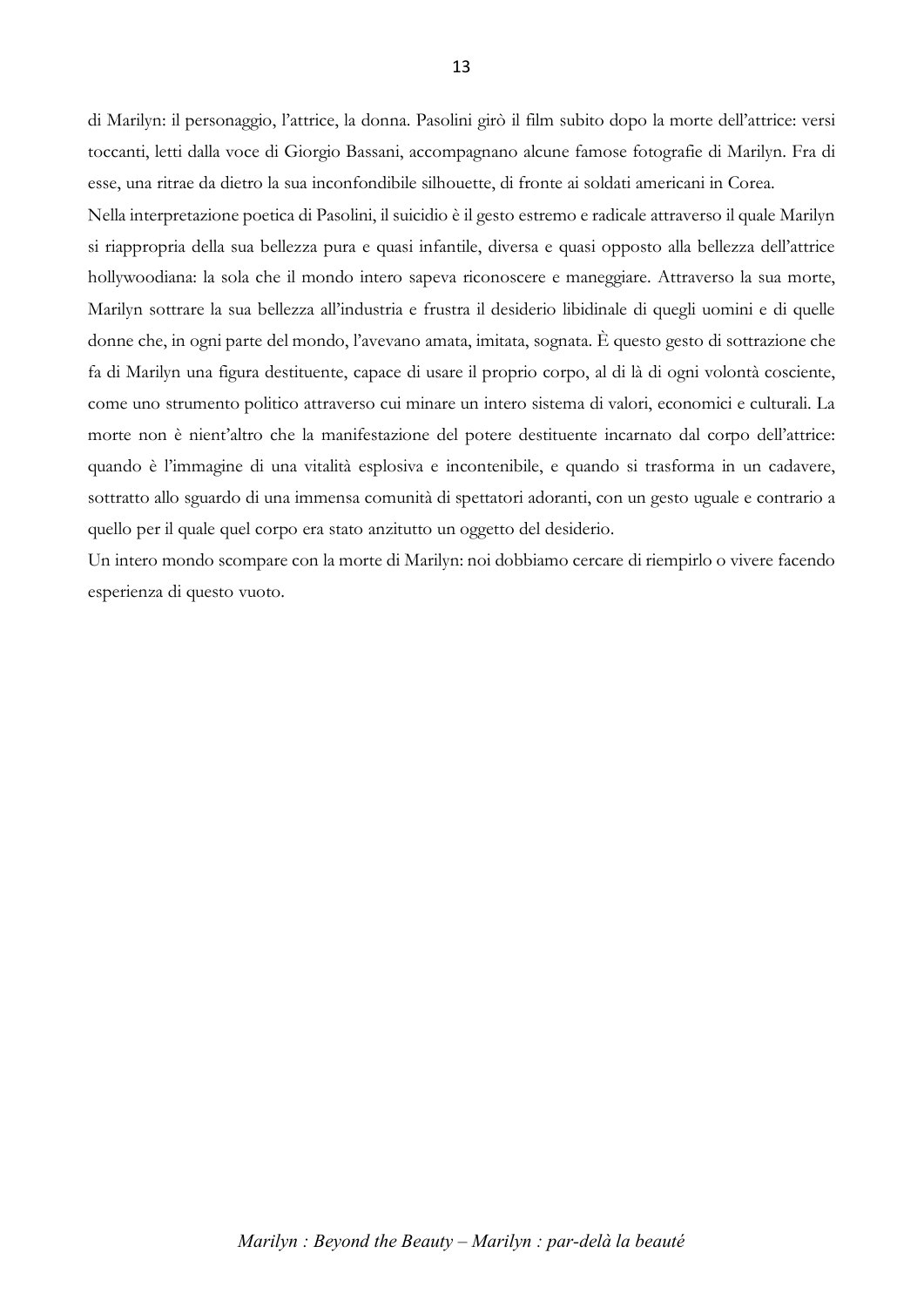di Marilyn: il personaggio, l'attrice, la donna. Pasolini girò il film subito dopo la morte dell'attrice: versi toccanti, letti dalla voce di Giorgio Bassani, accompagnano alcune famose fotografie di Marilyn. Fra di esse, una ritrae da dietro la sua inconfondibile silhouette, di fronte ai soldati americani in Corea.

Nella interpretazione poetica di Pasolini, il suicidio è il gesto estremo e radicale attraverso il quale Marilyn si riappropria della sua bellezza pura e quasi infantile, diversa e quasi opposto alla bellezza dell'attrice hollywoodiana: la sola che il mondo intero sapeva riconoscere e maneggiare. Attraverso la sua morte, Marilyn sottrare la sua bellezza all'industria e frustra il desiderio libidinale di quegli uomini e di quelle donne che, in ogni parte del mondo, l'avevano amata, imitata, sognata. È questo gesto di sottrazione che fa di Marilyn una figura destituente, capace di usare il proprio corpo, al di là di ogni volontà cosciente, come uno strumento politico attraverso cui minare un intero sistema di valori, economici e culturali. La morte non è nient'altro che la manifestazione del potere destituente incarnato dal corpo dell'attrice: quando è l'immagine di una vitalità esplosiva e incontenibile, e quando si trasforma in un cadavere, sottratto allo sguardo di una immensa comunità di spettatori adoranti, con un gesto uguale e contrario a quello per il quale quel corpo era stato anzitutto un oggetto del desiderio.

Un intero mondo scompare con la morte di Marilyn: noi dobbiamo cercare di riempirlo o vivere facendo esperienza di questo vuoto.